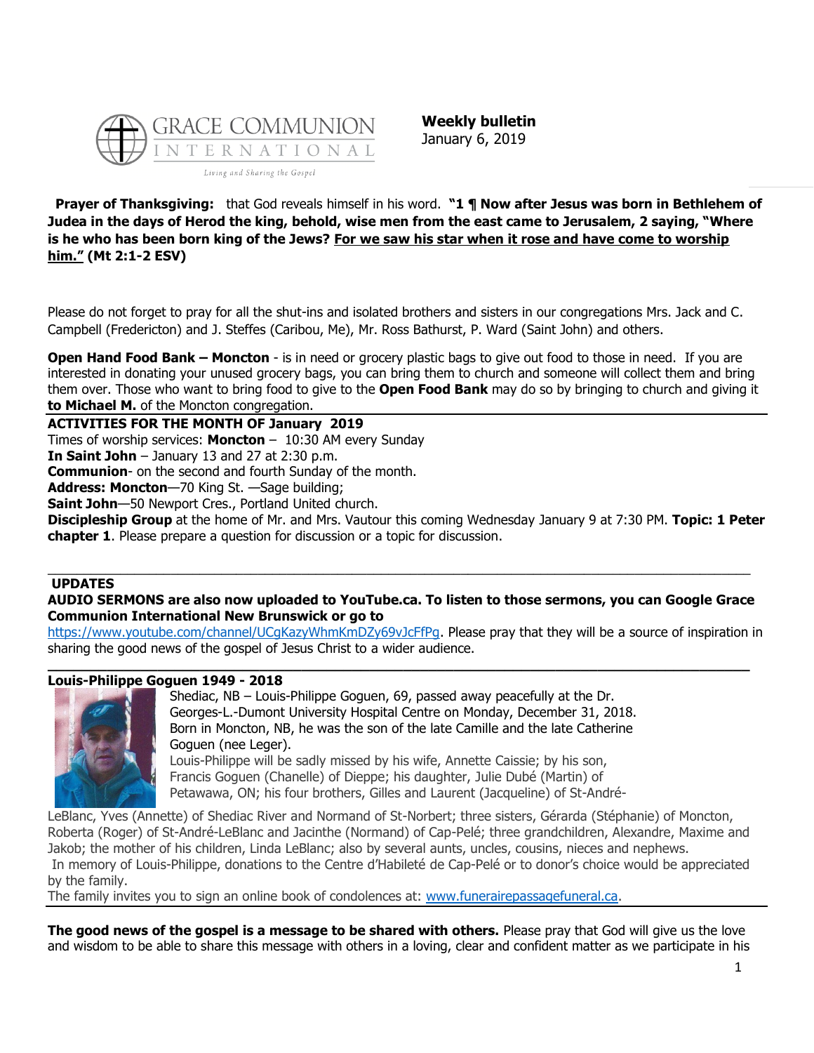GRACE COMMUNION INTERNATIONAL
Living and Sharing the Gospel

**Weekly bulletin**
January 6, 2019

**Prayer of Thanksgiving:** that God reveals himself in his word. **"1 ¶ Now after Jesus was born in Bethlehem of Judea in the days of Herod the king, behold, wise men from the east came to Jerusalem, 2 saying, "Where is he who has been born king of the Jews? For we saw his star when it rose and have come to worship him." (Mt 2:1-2 ESV)**

Please do not forget to pray for all the shut-ins and isolated brothers and sisters in our congregations Mrs. Jack and C. Campbell (Fredericton) and J. Steffes (Caribou, Me), Mr. Ross Bathurst, P. Ward (Saint John) and others.

**Open Hand Food Bank – Moncton** - is in need or grocery plastic bags to give out food to those in need. If you are interested in donating your unused grocery bags, you can bring them to church and someone will collect them and bring them over. Those who want to bring food to give to the **Open Food Bank** may do so by bringing to church and giving it **to Michael M.** of the Moncton congregation.

**ACTIVITIES FOR THE MONTH OF January 2019**
Times of worship services: **Moncton** – 10:30 AM every Sunday
**In Saint John** – January 13 and 27 at 2:30 p.m.
**Communion**- on the second and fourth Sunday of the month.
**Address: Moncton**—70 King St. —Sage building;
**Saint John**—50 Newport Cres., Portland United church.
**Discipleship Group** at the home of Mr. and Mrs. Vautour this coming Wednesday January 9 at 7:30 PM. **Topic: 1 Peter chapter 1**. Please prepare a question for discussion or a topic for discussion.

**UPDATES**
**AUDIO SERMONS are also now uploaded to YouTube.ca. To listen to those sermons, you can Google Grace Communion International New Brunswick or go to** https://www.youtube.com/channel/UCgKazyWhmKmDZy69vJcFfPg. Please pray that they will be a source of inspiration in sharing the good news of the gospel of Jesus Christ to a wider audience.

**Louis-Philippe Goguen 1949 - 2018**
Shediac, NB – Louis-Philippe Goguen, 69, passed away peacefully at the Dr. Georges-L.-Dumont University Hospital Centre on Monday, December 31, 2018. Born in Moncton, NB, he was the son of the late Camille and the late Catherine Goguen (nee Leger).
Louis-Philippe will be sadly missed by his wife, Annette Caissie; by his son, Francis Goguen (Chanelle) of Dieppe; his daughter, Julie Dubé (Martin) of Petawawa, ON; his four brothers, Gilles and Laurent (Jacqueline) of St-André-LeBlanc, Yves (Annette) of Shediac River and Normand of St-Norbert; three sisters, Gérarda (Stéphanie) of Moncton, Roberta (Roger) of St-André-LeBlanc and Jacinthe (Normand) of Cap-Pelé; three grandchildren, Alexandre, Maxime and Jakob; the mother of his children, Linda LeBlanc; also by several aunts, uncles, cousins, nieces and nephews.
In memory of Louis-Philippe, donations to the Centre d'Habileté de Cap-Pelé or to donor's choice would be appreciated by the family.
The family invites you to sign an online book of condolences at: www.funerairepassagefuneral.ca.

**The good news of the gospel is a message to be shared with others.** Please pray that God will give us the love and wisdom to be able to share this message with others in a loving, clear and confident matter as we participate in his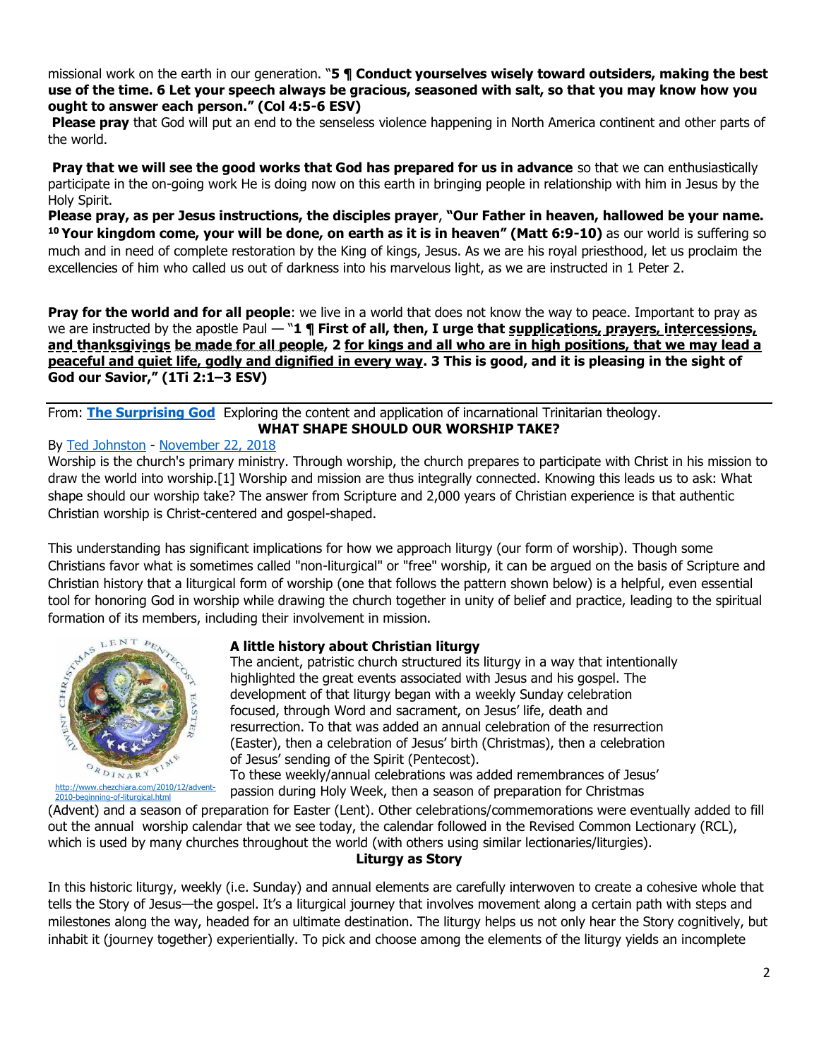missional work on the earth in our generation. "**5 ¶ Conduct yourselves wisely toward outsiders, making the best use of the time. 6 Let your speech always be gracious, seasoned with salt, so that you may know how you ought to answer each person." (Col 4:5-6 ESV)**

**Please pray** that God will put an end to the senseless violence happening in North America continent and other parts of the world.

**Pray that we will see the good works that God has prepared for us in advance** so that we can enthusiastically participate in the on-going work He is doing now on this earth in bringing people in relationship with him in Jesus by the Holy Spirit.

**Please pray, as per Jesus instructions, the disciples prayer**, **"Our Father in heaven, hallowed be your name. [10] Your kingdom come, your will be done, on earth as it is in heaven" (Matt 6:9-10)** as our world is suffering so much and in need of complete restoration by the King of kings, Jesus. As we are his royal priesthood, let us proclaim the excellencies of him who called us out of darkness into his marvelous light, as we are instructed in 1 Peter 2.

**Pray for the world and for all people**: we live in a world that does not know the way to peace. Important to pray as we are instructed by the apostle Paul — "**1 ¶ First of all, then, I urge that supplications, prayers, intercessions, and thanksgivings be made for all people, 2 for kings and all who are in high positions, that we may lead a peaceful and quiet life, godly and dignified in every way. 3 This is good, and it is pleasing in the sight of God our Savior," (1Ti 2:1–3 ESV)**

---

From: **The Surprising God** Exploring the content and application of incarnational Trinitarian theology.

## WHAT SHAPE SHOULD OUR WORSHIP TAKE?

By Ted Johnston - November 22, 2018

Worship is the church's primary ministry. Through worship, the church prepares to participate with Christ in his mission to draw the world into worship.[1] Worship and mission are thus integrally connected. Knowing this leads us to ask: What shape should our worship take? The answer from Scripture and 2,000 years of Christian experience is that authentic Christian worship is Christ-centered and gospel-shaped.

This understanding has significant implications for how we approach liturgy (our form of worship). Though some Christians favor what is sometimes called "non-liturgical" or "free" worship, it can be argued on the basis of Scripture and Christian history that a liturgical form of worship (one that follows the pattern shown below) is a helpful, even essential tool for honoring God in worship while drawing the church together in unity of belief and practice, leading to the spiritual formation of its members, including their involvement in mission.

http://www.chezchiara.com/2010/12/advent-2010-beginning-of-liturgical.html

### A little history about Christian liturgy

The ancient, patristic church structured its liturgy in a way that intentionally highlighted the great events associated with Jesus and his gospel. The development of that liturgy began with a weekly Sunday celebration focused, through Word and sacrament, on Jesus' life, death and resurrection. To that was added an annual celebration of the resurrection (Easter), then a celebration of Jesus' birth (Christmas), then a celebration of Jesus' sending of the Spirit (Pentecost).

To these weekly/annual celebrations was added remembrances of Jesus' passion during Holy Week, then a season of preparation for Christmas (Advent) and a season of preparation for Easter (Lent). Other celebrations/commemorations were eventually added to fill out the annual worship calendar that we see today, the calendar followed in the Revised Common Lectionary (RCL), which is used by many churches throughout the world (with others using similar lectionaries/liturgies).

### Liturgy as Story

In this historic liturgy, weekly (i.e. Sunday) and annual elements are carefully interwoven to create a cohesive whole that tells the Story of Jesus—the gospel. It's a liturgical journey that involves movement along a certain path with steps and milestones along the way, headed for an ultimate destination. The liturgy helps us not only hear the Story cognitively, but inhabit it (journey together) experientially. To pick and choose among the elements of the liturgy yields an incomplete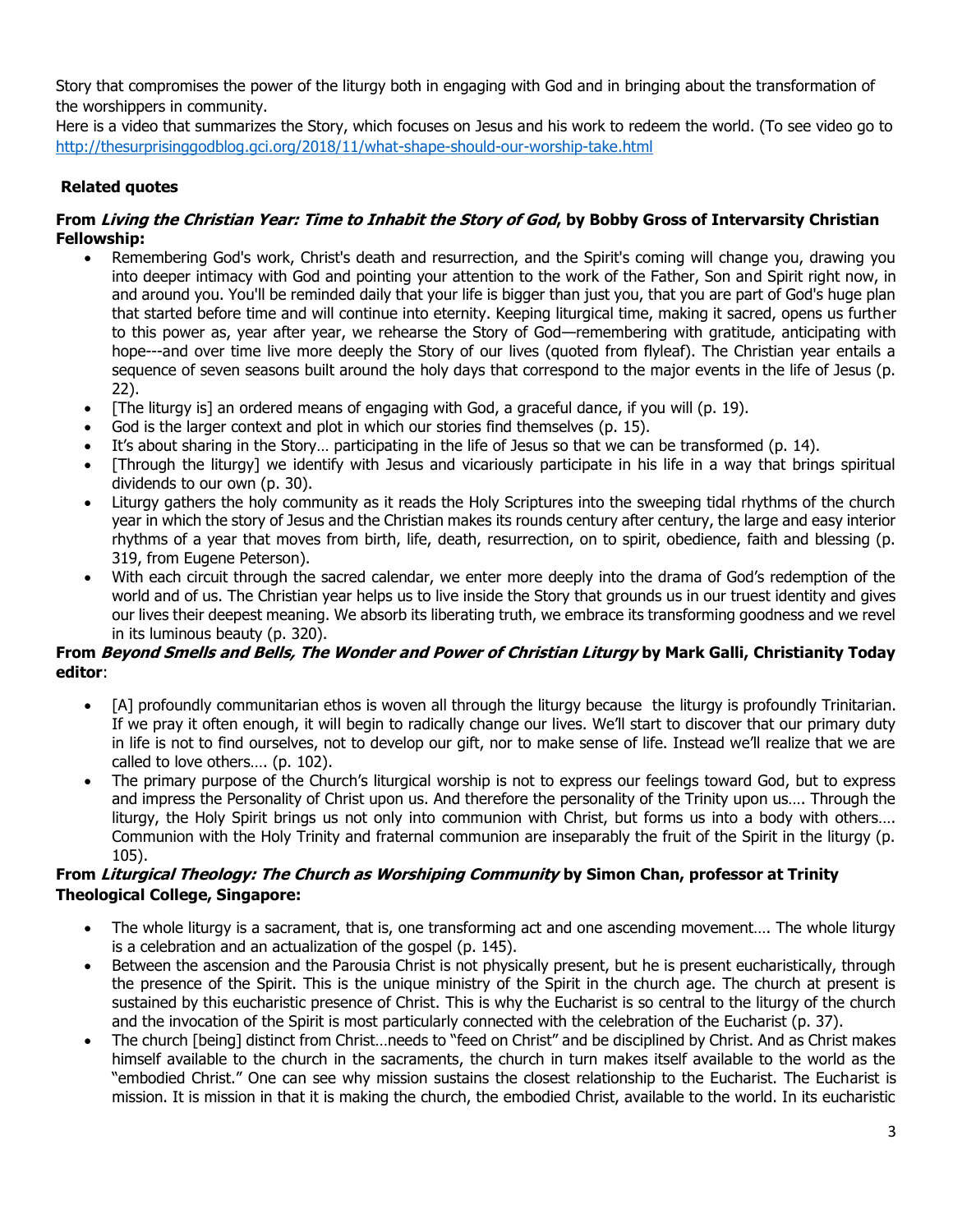Story that compromises the power of the liturgy both in engaging with God and in bringing about the transformation of the worshippers in community.

Here is a video that summarizes the Story, which focuses on Jesus and his work to redeem the world. (To see video go to [http://thesurprisinggodblog.gci.org/2018/11/what-shape-should-our-worship-take.html](http://thesurprisinggodblog.gci.org/2018/11/what-shape-should-our-worship-take.html)

**Related quotes**

**From *Living the Christian Year: Time to Inhabit the Story of God*, by Bobby Gross of Intervarsity Christian Fellowship:**

- Remembering God's work, Christ's death and resurrection, and the Spirit's coming will change you, drawing you into deeper intimacy with God and pointing your attention to the work of the Father, Son and Spirit right now, in and around you. You'll be reminded daily that your life is bigger than just you, that you are part of God's huge plan that started before time and will continue into eternity. Keeping liturgical time, making it sacred, opens us further to this power as, year after year, we rehearse the Story of God—remembering with gratitude, anticipating with hope---and over time live more deeply the Story of our lives (quoted from flyleaf). The Christian year entails a sequence of seven seasons built around the holy days that correspond to the major events in the life of Jesus (p. 22).
- [The liturgy is] an ordered means of engaging with God, a graceful dance, if you will (p. 19).
- God is the larger context and plot in which our stories find themselves (p. 15).
- It's about sharing in the Story… participating in the life of Jesus so that we can be transformed (p. 14).
- [Through the liturgy] we identify with Jesus and vicariously participate in his life in a way that brings spiritual dividends to our own (p. 30).
- Liturgy gathers the holy community as it reads the Holy Scriptures into the sweeping tidal rhythms of the church year in which the story of Jesus and the Christian makes its rounds century after century, the large and easy interior rhythms of a year that moves from birth, life, death, resurrection, on to spirit, obedience, faith and blessing (p. 319, from Eugene Peterson).
- With each circuit through the sacred calendar, we enter more deeply into the drama of God's redemption of the world and of us. The Christian year helps us to live inside the Story that grounds us in our truest identity and gives our lives their deepest meaning. We absorb its liberating truth, we embrace its transforming goodness and we revel in its luminous beauty (p. 320).

**From *Beyond Smells and Bells, The Wonder and Power of Christian Liturgy* by Mark Galli, Christianity Today editor**:

- [A] profoundly communitarian ethos is woven all through the liturgy because the liturgy is profoundly Trinitarian. If we pray it often enough, it will begin to radically change our lives. We'll start to discover that our primary duty in life is not to find ourselves, not to develop our gift, nor to make sense of life. Instead we'll realize that we are called to love others…. (p. 102).
- The primary purpose of the Church's liturgical worship is not to express our feelings toward God, but to express and impress the Personality of Christ upon us. And therefore the personality of the Trinity upon us…. Through the liturgy, the Holy Spirit brings us not only into communion with Christ, but forms us into a body with others…. Communion with the Holy Trinity and fraternal communion are inseparably the fruit of the Spirit in the liturgy (p. 105).

**From *Liturgical Theology: The Church as Worshiping Community* by Simon Chan, professor at Trinity Theological College, Singapore:**

- The whole liturgy is a sacrament, that is, one transforming act and one ascending movement…. The whole liturgy is a celebration and an actualization of the gospel (p. 145).
- Between the ascension and the Parousia Christ is not physically present, but he is present eucharistically, through the presence of the Spirit. This is the unique ministry of the Spirit in the church age. The church at present is sustained by this eucharistic presence of Christ. This is why the Eucharist is so central to the liturgy of the church and the invocation of the Spirit is most particularly connected with the celebration of the Eucharist (p. 37).
- The church [being] distinct from Christ…needs to "feed on Christ" and be disciplined by Christ. And as Christ makes himself available to the church in the sacraments, the church in turn makes itself available to the world as the "embodied Christ." One can see why mission sustains the closest relationship to the Eucharist. The Eucharist is mission. It is mission in that it is making the church, the embodied Christ, available to the world. In its eucharistic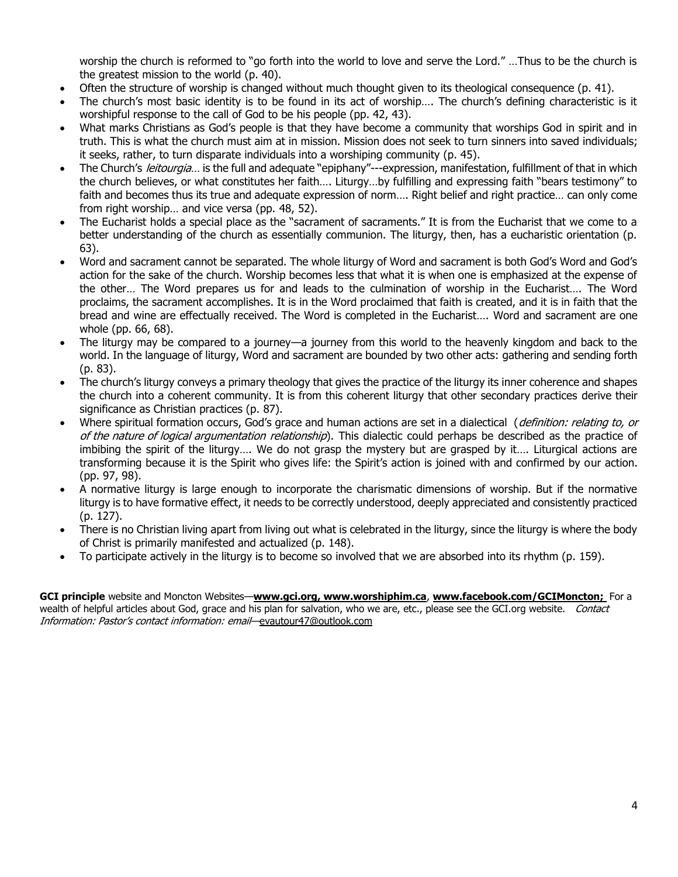worship the church is reformed to "go forth into the world to love and serve the Lord." …Thus to be the church is the greatest mission to the world (p. 40).

- Often the structure of worship is changed without much thought given to its theological consequence (p. 41).
- The church's most basic identity is to be found in its act of worship…. The church's defining characteristic is it worshipful response to the call of God to be his people (pp. 42, 43).
- What marks Christians as God's people is that they have become a community that worships God in spirit and in truth. This is what the church must aim at in mission. Mission does not seek to turn sinners into saved individuals; it seeks, rather, to turn disparate individuals into a worshiping community (p. 45).
- The Church's *leitourgia*… is the full and adequate "epiphany"---expression, manifestation, fulfillment of that in which the church believes, or what constitutes her faith…. Liturgy…by fulfilling and expressing faith "bears testimony" to faith and becomes thus its true and adequate expression of norm…. Right belief and right practice… can only come from right worship… and vice versa (pp. 48, 52).
- The Eucharist holds a special place as the "sacrament of sacraments." It is from the Eucharist that we come to a better understanding of the church as essentially communion. The liturgy, then, has a eucharistic orientation (p. 63).
- Word and sacrament cannot be separated. The whole liturgy of Word and sacrament is both God's Word and God's action for the sake of the church. Worship becomes less that what it is when one is emphasized at the expense of the other… The Word prepares us for and leads to the culmination of worship in the Eucharist…. The Word proclaims, the sacrament accomplishes. It is in the Word proclaimed that faith is created, and it is in faith that the bread and wine are effectually received. The Word is completed in the Eucharist…. Word and sacrament are one whole (pp. 66, 68).
- The liturgy may be compared to a journey—a journey from this world to the heavenly kingdom and back to the world. In the language of liturgy, Word and sacrament are bounded by two other acts: gathering and sending forth (p. 83).
- The church's liturgy conveys a primary theology that gives the practice of the liturgy its inner coherence and shapes the church into a coherent community. It is from this coherent liturgy that other secondary practices derive their significance as Christian practices (p. 87).
- Where spiritual formation occurs, God's grace and human actions are set in a dialectical (*definition: relating to, or of the nature of logical argumentation relationship*). This dialectic could perhaps be described as the practice of imbibing the spirit of the liturgy…. We do not grasp the mystery but are grasped by it…. Liturgical actions are transforming because it is the Spirit who gives life: the Spirit's action is joined with and confirmed by our action. (pp. 97, 98).
- A normative liturgy is large enough to incorporate the charismatic dimensions of worship. But if the normative liturgy is to have formative effect, it needs to be correctly understood, deeply appreciated and consistently practiced (p. 127).
- There is no Christian living apart from living out what is celebrated in the liturgy, since the liturgy is where the body of Christ is primarily manifested and actualized (p. 148).
- To participate actively in the liturgy is to become so involved that we are absorbed into its rhythm (p. 159).

**GCI principle** website and Moncton Websites—**www.gci.org, www.worshiphim.ca**, **www.facebook.com/GCIMoncton;** For a wealth of helpful articles about God, grace and his plan for salvation, who we are, etc., please see the GCI.org website. *Contact Information: Pastor's contact information: email*—evautour47@outlook.com